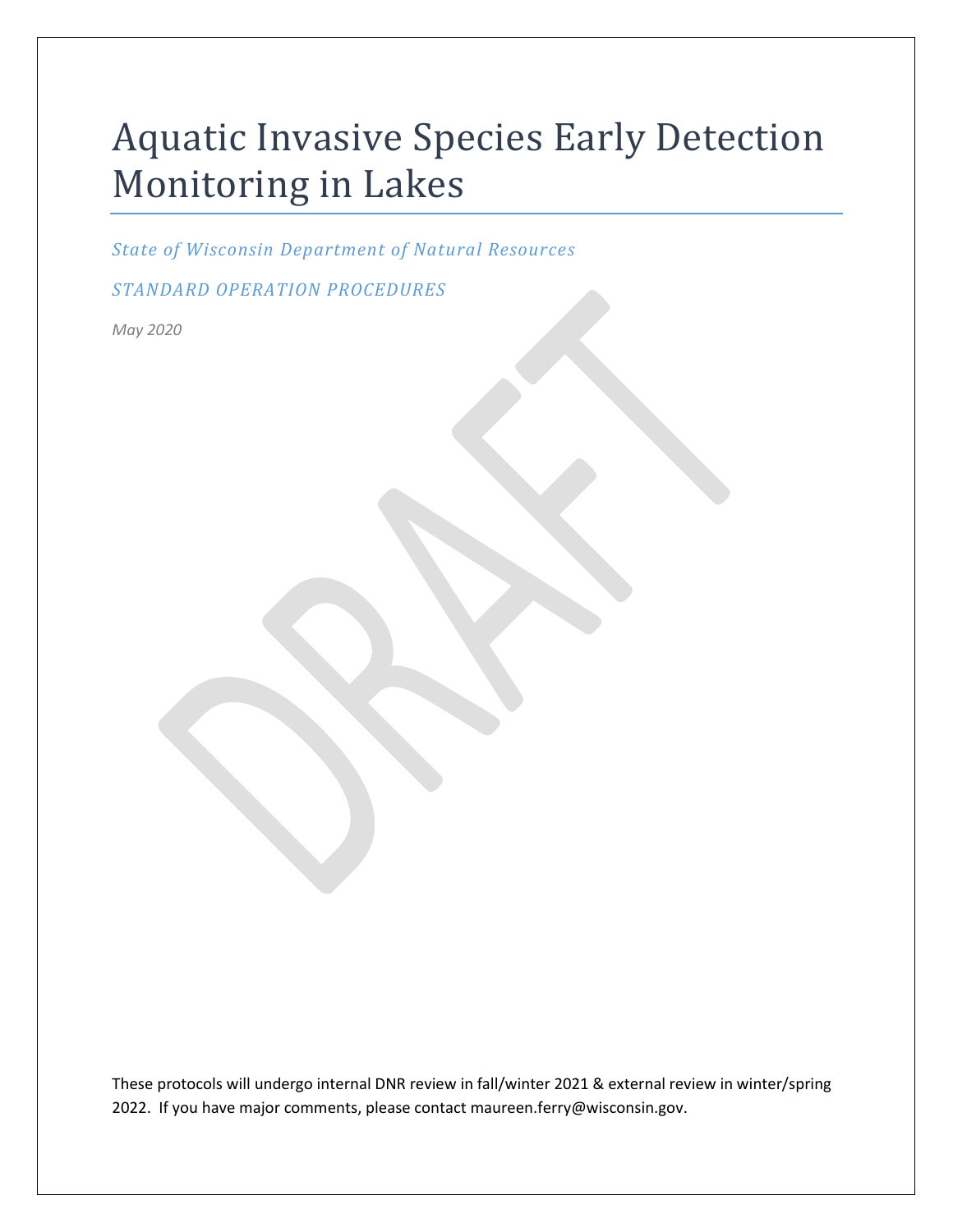# Aquatic Invasive Species Early Detection Monitoring in Lakes

*State of Wisconsin Department of Natural Resources*

*STANDARD OPERATION PROCEDURES*

*May 2020*

DRAFT

These protocols will undergo internal DNR review in fall/winter 2021 & external review in winter/spring 2022. If you have major comments, please contact maureen.ferry@wisconsin.gov.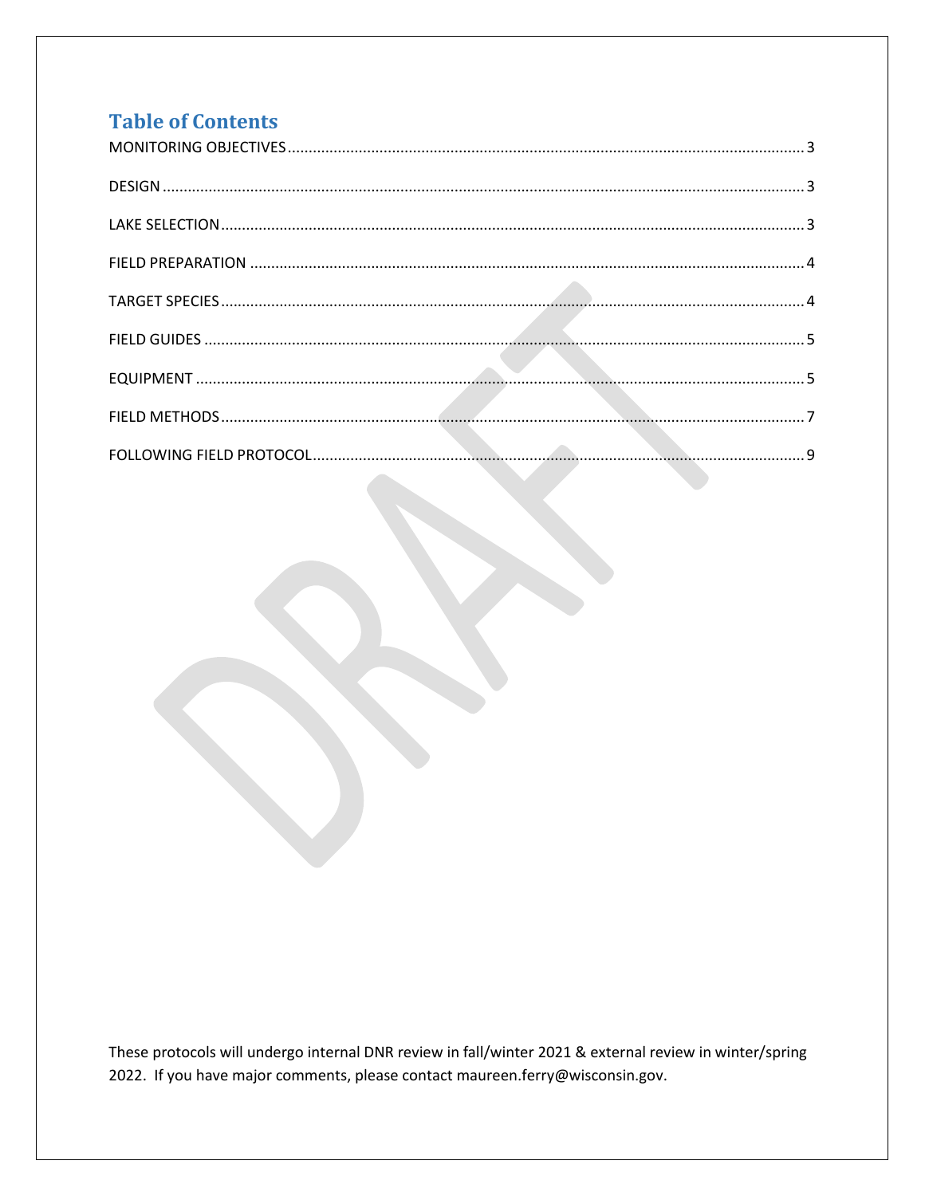# Table of Contents

MONITORING OBJECTIVES ........................................................ 3

DESIGN ........................................................ 3

LAKE SELECTION ........................................................ 3

FIELD PREPARATION ........................................................ 4

TARGET SPECIES ........................................................ 4

FIELD GUIDES ........................................................ 5

EQUIPMENT ........................................................ 5

FIELD METHODS ........................................................ 7

FOLLOWING FIELD PROTOCOL ........................................................ 9

These protocols will undergo internal DNR review in fall/winter 2021 & external review in winter/spring 2022. If you have major comments, please contact maureen.ferry@wisconsin.gov.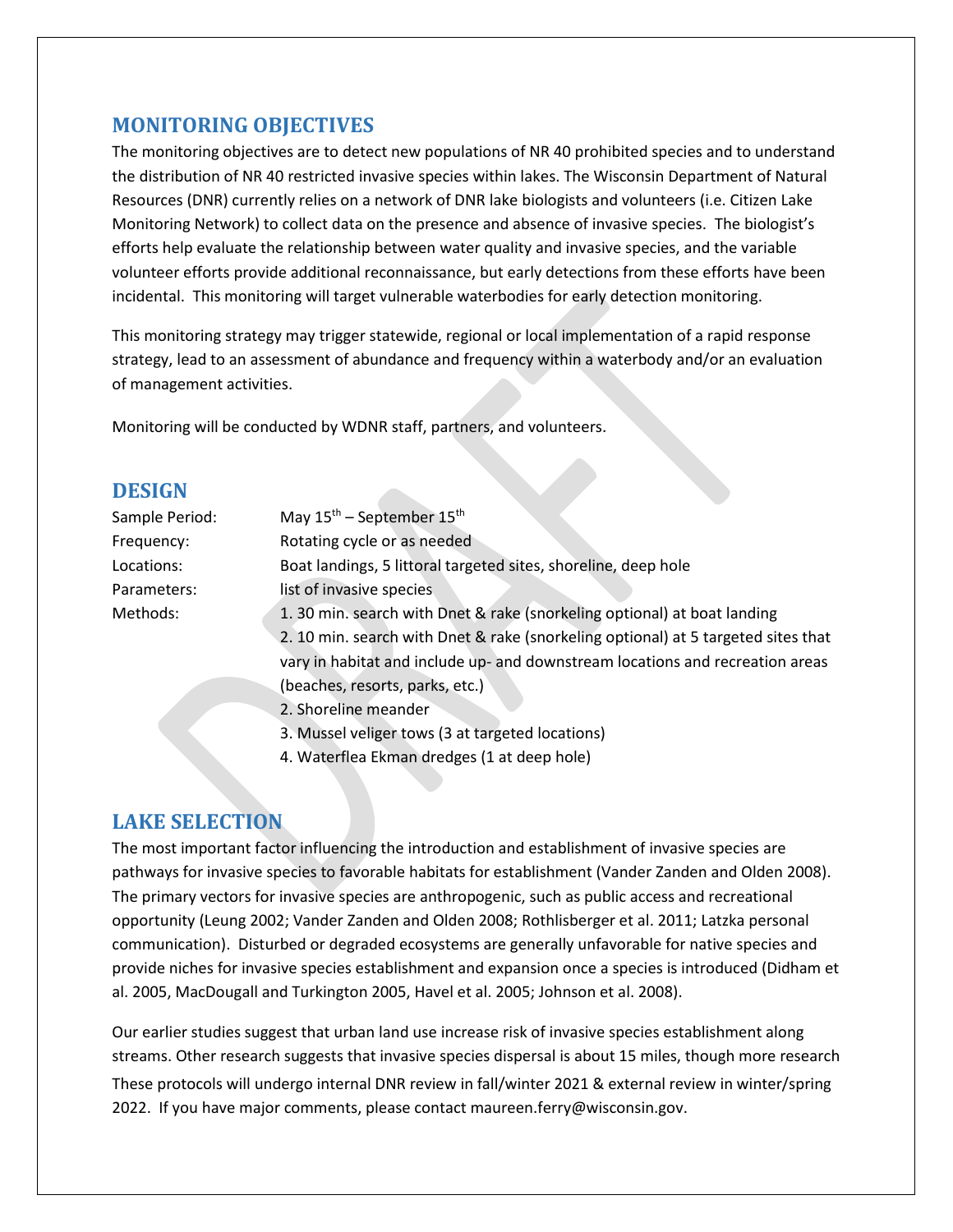## MONITORING OBJECTIVES

The monitoring objectives are to detect new populations of NR 40 prohibited species and to understand the distribution of NR 40 restricted invasive species within lakes. The Wisconsin Department of Natural Resources (DNR) currently relies on a network of DNR lake biologists and volunteers (i.e. Citizen Lake Monitoring Network) to collect data on the presence and absence of invasive species. The biologist's efforts help evaluate the relationship between water quality and invasive species, and the variable volunteer efforts provide additional reconnaissance, but early detections from these efforts have been incidental. This monitoring will target vulnerable waterbodies for early detection monitoring.

This monitoring strategy may trigger statewide, regional or local implementation of a rapid response strategy, lead to an assessment of abundance and frequency within a waterbody and/or an evaluation of management activities.

Monitoring will be conducted by WDNR staff, partners, and volunteers.

## DESIGN

| | |
|---|---|
| Sample Period: | May 15th – September 15th |
| Frequency: | Rotating cycle or as needed |
| Locations: | Boat landings, 5 littoral targeted sites, shoreline, deep hole |
| Parameters: | list of invasive species |
| Methods: | 1. 30 min. search with Dnet & rake (snorkeling optional) at boat landing<br>2. 10 min. search with Dnet & rake (snorkeling optional) at 5 targeted sites that vary in habitat and include up- and downstream locations and recreation areas (beaches, resorts, parks, etc.)<br>2. Shoreline meander<br>3. Mussel veliger tows (3 at targeted locations)<br>4. Waterflea Ekman dredges (1 at deep hole) |

## LAKE SELECTION

The most important factor influencing the introduction and establishment of invasive species are pathways for invasive species to favorable habitats for establishment (Vander Zanden and Olden 2008). The primary vectors for invasive species are anthropogenic, such as public access and recreational opportunity (Leung 2002; Vander Zanden and Olden 2008; Rothlisberger et al. 2011; Latzka personal communication). Disturbed or degraded ecosystems are generally unfavorable for native species and provide niches for invasive species establishment and expansion once a species is introduced (Didham et al. 2005, MacDougall and Turkington 2005, Havel et al. 2005; Johnson et al. 2008).

Our earlier studies suggest that urban land use increase risk of invasive species establishment along streams. Other research suggests that invasive species dispersal is about 15 miles, though more research

These protocols will undergo internal DNR review in fall/winter 2021 & external review in winter/spring 2022. If you have major comments, please contact maureen.ferry@wisconsin.gov.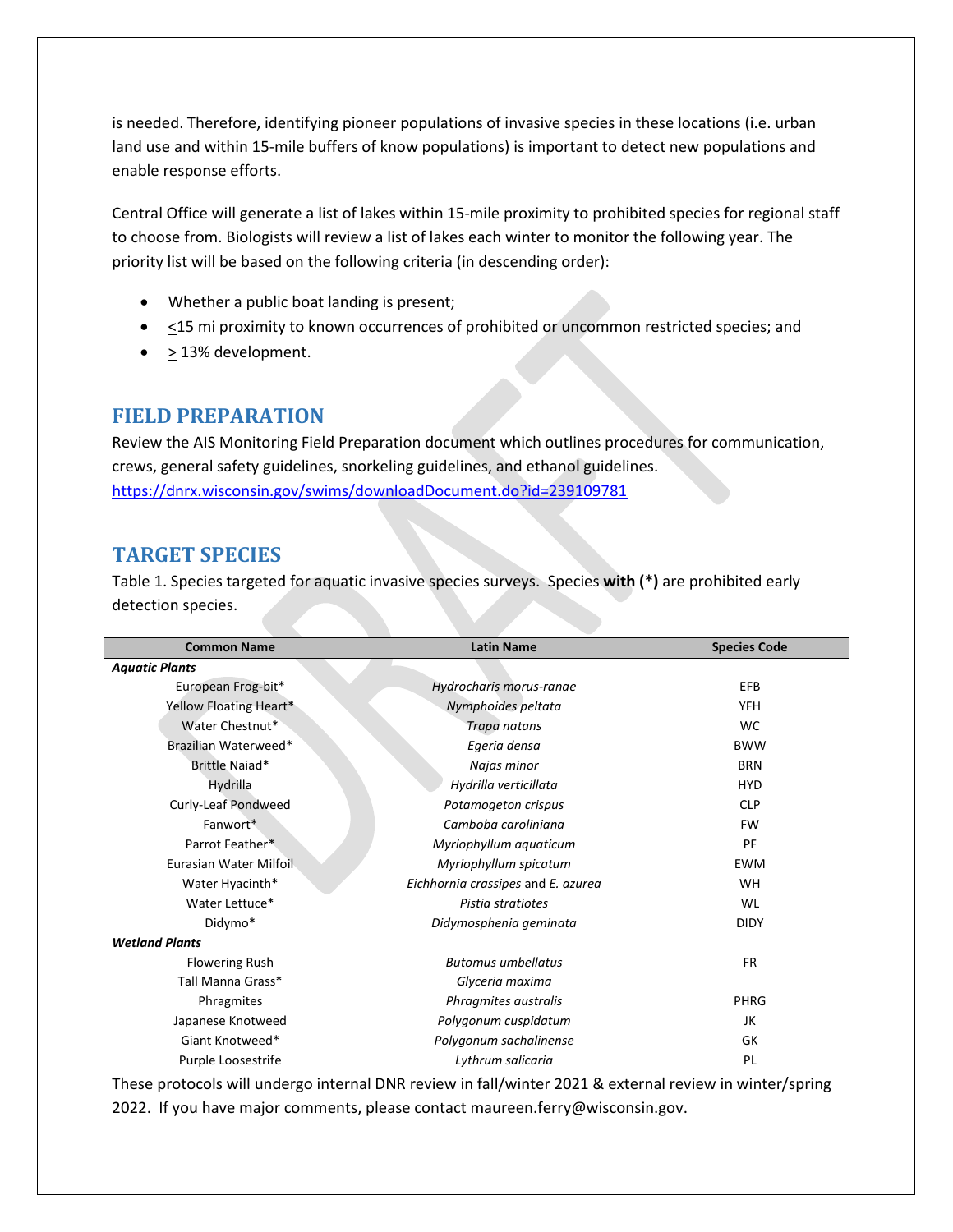is needed. Therefore, identifying pioneer populations of invasive species in these locations (i.e. urban land use and within 15-mile buffers of know populations) is important to detect new populations and enable response efforts.

Central Office will generate a list of lakes within 15-mile proximity to prohibited species for regional staff to choose from. Biologists will review a list of lakes each winter to monitor the following year. The priority list will be based on the following criteria (in descending order):

- Whether a public boat landing is present;
- $\leq$15 mi proximity to known occurrences of prohibited or uncommon restricted species; and
- $\geq$ 13% development.

## FIELD PREPARATION

Review the AIS Monitoring Field Preparation document which outlines procedures for communication, crews, general safety guidelines, snorkeling guidelines, and ethanol guidelines.
https://dnrx.wisconsin.gov/swims/downloadDocument.do?id=239109781

## TARGET SPECIES

Table 1. Species targeted for aquatic invasive species surveys. Species **with (*)** are prohibited early detection species.

| Common Name | Latin Name | Species Code |
|---|---|---|
| ***Aquatic Plants*** | | |
| European Frog-bit* | *Hydrocharis morus-ranae* | EFB |
| Yellow Floating Heart* | *Nymphoides peltata* | YFH |
| Water Chestnut* | *Trapa natans* | WC |
| Brazilian Waterweed* | *Egeria densa* | BWW |
| Brittle Naiad* | *Najas minor* | BRN |
| Hydrilla | *Hydrilla verticillata* | HYD |
| Curly-Leaf Pondweed | *Potamogeton crispus* | CLP |
| Fanwort* | *Camboba caroliniana* | FW |
| Parrot Feather* | *Myriophyllum aquaticum* | PF |
| Eurasian Water Milfoil | *Myriophyllum spicatum* | EWM |
| Water Hyacinth* | *Eichhornia crassipes* and *E. azurea* | WH |
| Water Lettuce* | *Pistia stratiotes* | WL |
| Didymo* | *Didymosphenia geminata* | DIDY |
| ***Wetland Plants*** | | |
| Flowering Rush | *Butomus umbellatus* | FR |
| Tall Manna Grass* | *Glyceria maxima* | |
| Phragmites | *Phragmites australis* | PHRG |
| Japanese Knotweed | *Polygonum cuspidatum* | JK |
| Giant Knotweed* | *Polygonum sachalinense* | GK |
| Purple Loosestrife | *Lythrum salicaria* | PL |

These protocols will undergo internal DNR review in fall/winter 2021 & external review in winter/spring 2022. If you have major comments, please contact maureen.ferry@wisconsin.gov.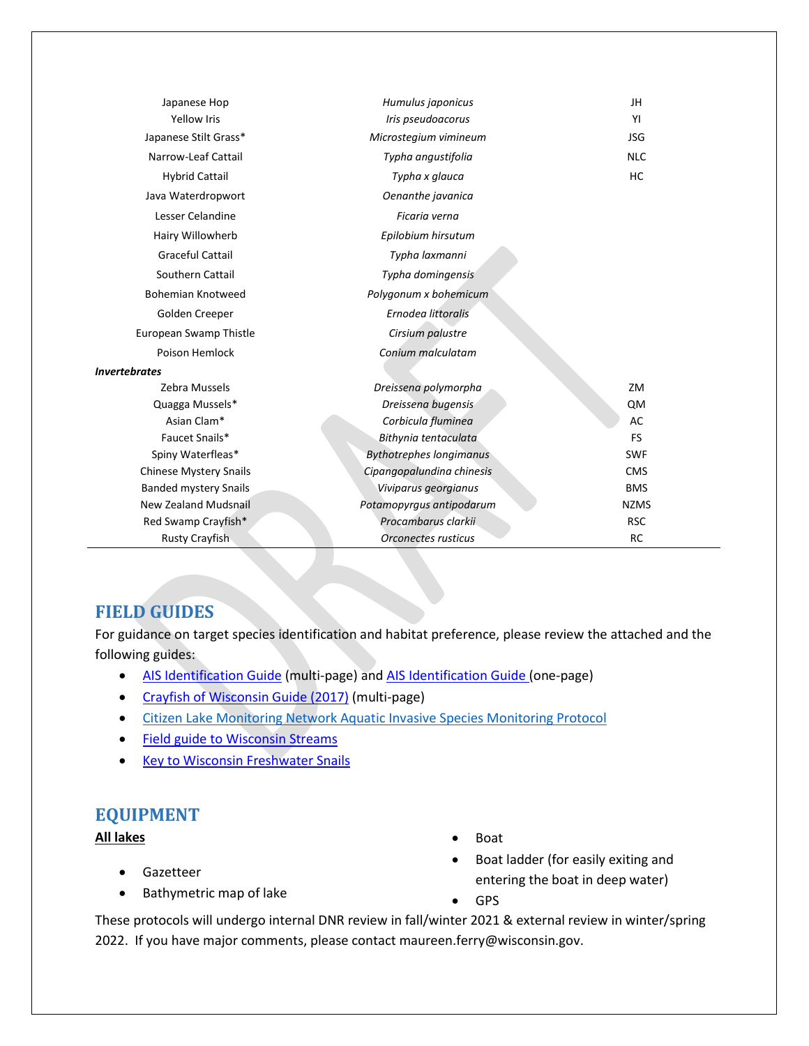| | | |
|---|---|---|
| Japanese Hop | *Humulus japonicus* | JH |
| Yellow Iris | *Iris pseudoacorus* | YI |
| Japanese Stilt Grass* | *Microstegium vimineum* | JSG |
| Narrow-Leaf Cattail | *Typha angustifolia* | NLC |
| Hybrid Cattail | *Typha x glauca* | HC |
| Java Waterdropwort | *Oenanthe javanica* | |
| Lesser Celandine | *Ficaria verna* | |
| Hairy Willowherb | *Epilobium hirsutum* | |
| Graceful Cattail | *Typha laxmanni* | |
| Southern Cattail | *Typha domingensis* | |
| Bohemian Knotweed | *Polygonum x bohemicum* | |
| Golden Creeper | *Ernodea littoralis* | |
| European Swamp Thistle | *Cirsium palustre* | |
| Poison Hemlock | *Conium malculatam* | |
| ***Invertebrates*** | | |
| Zebra Mussels | *Dreissena polymorpha* | ZM |
| Quagga Mussels* | *Dreissena bugensis* | QM |
| Asian Clam* | *Corbicula fluminea* | AC |
| Faucet Snails* | *Bithynia tentaculata* | FS |
| Spiny Waterfleas* | *Bythotrephes longimanus* | SWF |
| Chinese Mystery Snails | *Cipangopalundina chinesis* | CMS |
| Banded mystery Snails | *Viviparus georgianus* | BMS |
| New Zealand Mudsnail | *Potamopyrgus antipodarum* | NZMS |
| Red Swamp Crayfish* | *Procambarus clarkii* | RSC |
| Rusty Crayfish | *Orconectes rusticus* | RC |

## FIELD GUIDES

For guidance on target species identification and habitat preference, please review the attached and the following guides:

- AIS Identification Guide (multi-page) and AIS Identification Guide (one-page)
- Crayfish of Wisconsin Guide (2017) (multi-page)
- Citizen Lake Monitoring Network Aquatic Invasive Species Monitoring Protocol
- Field guide to Wisconsin Streams
- Key to Wisconsin Freshwater Snails

## EQUIPMENT

**All lakes**

- Gazetteer
- Bathymetric map of lake
- Boat
- Boat ladder (for easily exiting and entering the boat in deep water)
- GPS

These protocols will undergo internal DNR review in fall/winter 2021 & external review in winter/spring 2022. If you have major comments, please contact maureen.ferry@wisconsin.gov.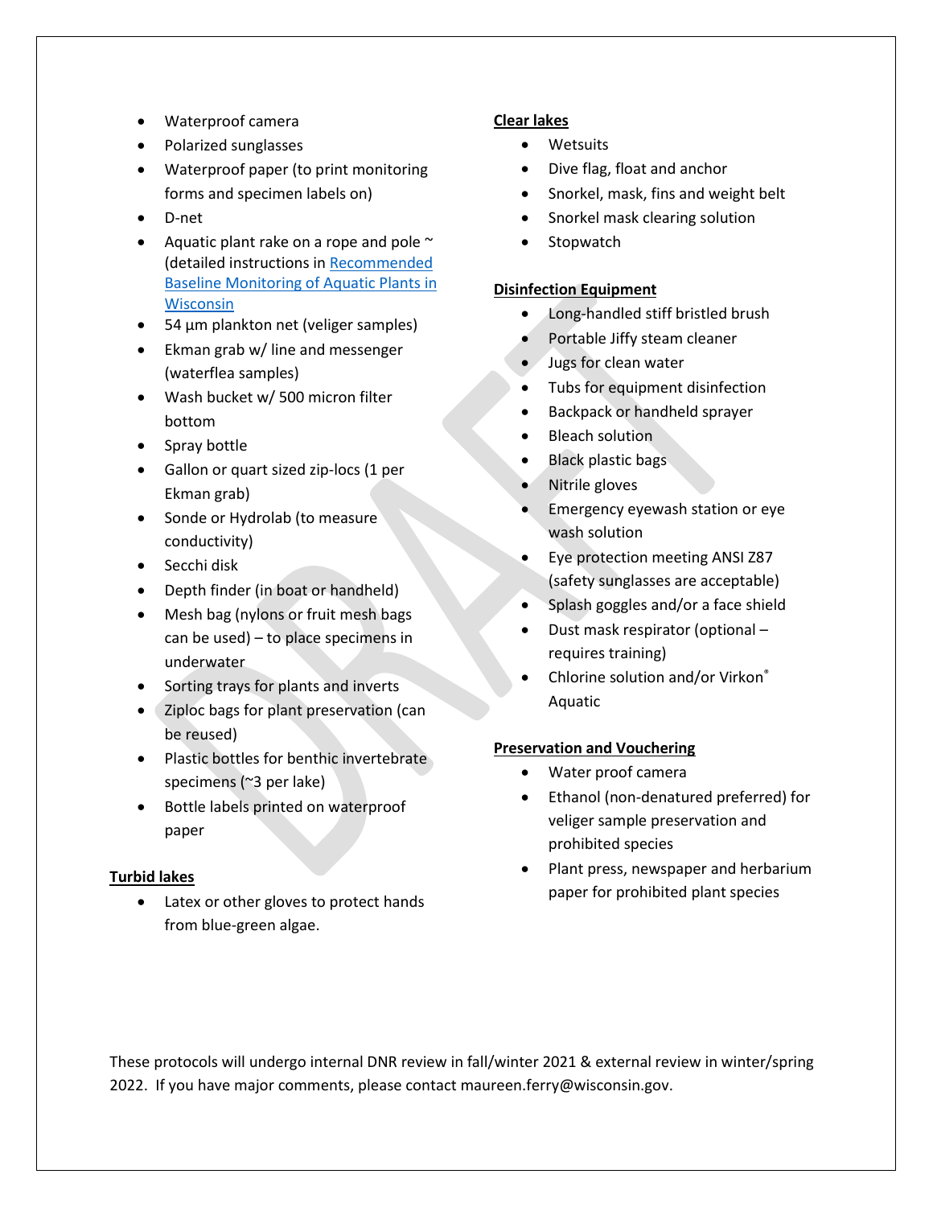- Waterproof camera
- Polarized sunglasses
- Waterproof paper (to print monitoring forms and specimen labels on)
- D-net
- Aquatic plant rake on a rope and pole ~ (detailed instructions in [Recommended Baseline Monitoring of Aquatic Plants in Wisconsin](Recommended Baseline Monitoring of Aquatic Plants in Wisconsin)
- 54 µm plankton net (veliger samples)
- Ekman grab w/ line and messenger (waterflea samples)
- Wash bucket w/ 500 micron filter bottom
- Spray bottle
- Gallon or quart sized zip-locs (1 per Ekman grab)
- Sonde or Hydrolab (to measure conductivity)
- Secchi disk
- Depth finder (in boat or handheld)
- Mesh bag (nylons or fruit mesh bags can be used) – to place specimens in underwater
- Sorting trays for plants and inverts
- Ziploc bags for plant preservation (can be reused)
- Plastic bottles for benthic invertebrate specimens (~3 per lake)
- Bottle labels printed on waterproof paper

**Turbid lakes**

- Latex or other gloves to protect hands from blue-green algae.

**Clear lakes**

- Wetsuits
- Dive flag, float and anchor
- Snorkel, mask, fins and weight belt
- Snorkel mask clearing solution
- Stopwatch

**Disinfection Equipment**

- Long-handled stiff bristled brush
- Portable Jiffy steam cleaner
- Jugs for clean water
- Tubs for equipment disinfection
- Backpack or handheld sprayer
- Bleach solution
- Black plastic bags
- Nitrile gloves
- Emergency eyewash station or eye wash solution
- Eye protection meeting ANSI Z87 (safety sunglasses are acceptable)
- Splash goggles and/or a face shield
- Dust mask respirator (optional – requires training)
- Chlorine solution and/or Virkon® Aquatic

**Preservation and Vouchering**

- Water proof camera
- Ethanol (non-denatured preferred) for veliger sample preservation and prohibited species
- Plant press, newspaper and herbarium paper for prohibited plant species

These protocols will undergo internal DNR review in fall/winter 2021 & external review in winter/spring 2022. If you have major comments, please contact maureen.ferry@wisconsin.gov.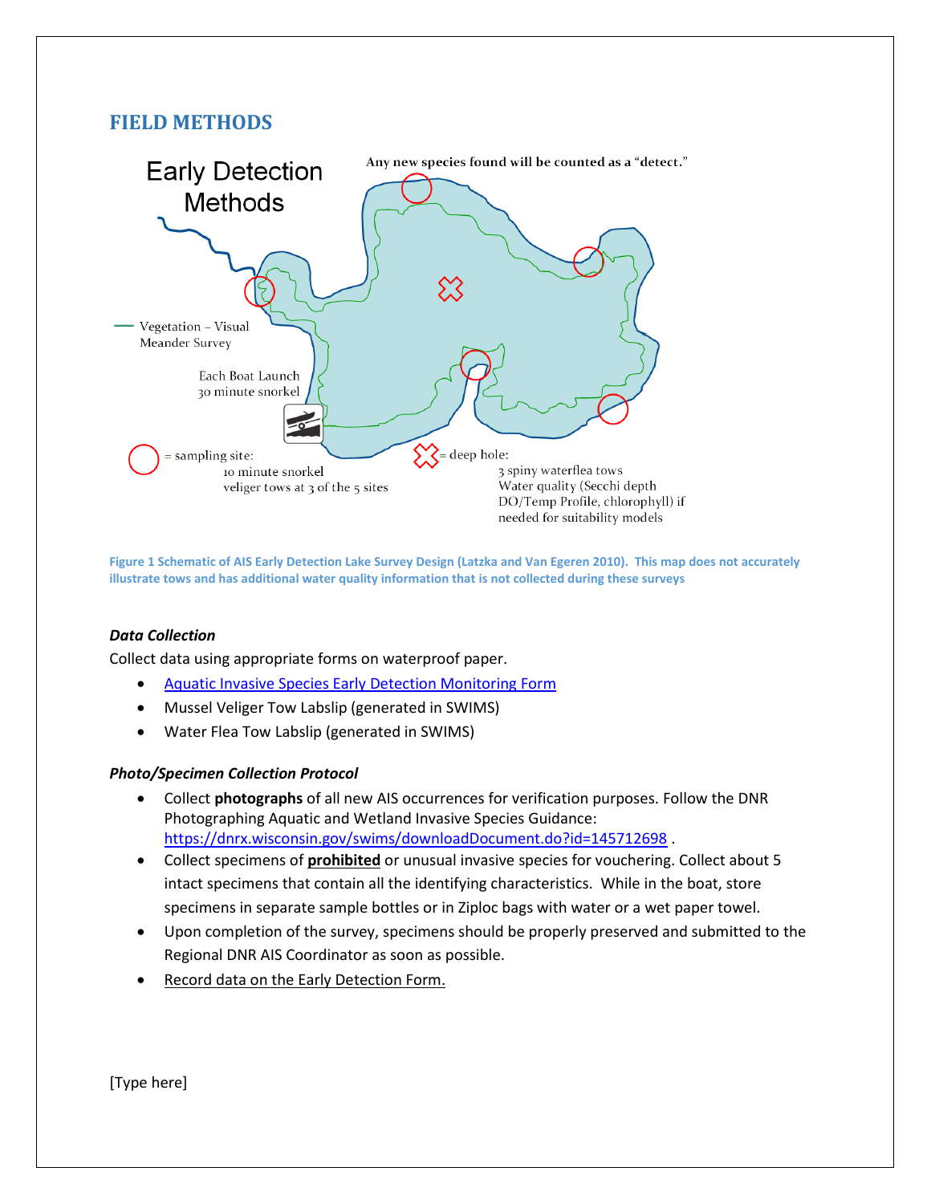## FIELD METHODS

Early Detection Methods

Any new species found will be counted as a "detect."

Vegetation – Visual Meander Survey

Each Boat Launch 30 minute snorkel

= sampling site: 10 minute snorkel veliger tows at 3 of the 5 sites

= deep hole: 3 spiny waterflea tows Water quality (Secchi depth DO/Temp Profile, chlorophyll) if needed for suitability models

Figure 1 Schematic of AIS Early Detection Lake Survey Design (Latzka and Van Egeren 2010). This map does not accurately illustrate tows and has additional water quality information that is not collected during these surveys

### *Data Collection*

Collect data using appropriate forms on waterproof paper.

- Aquatic Invasive Species Early Detection Monitoring Form
- Mussel Veliger Tow Labslip (generated in SWIMS)
- Water Flea Tow Labslip (generated in SWIMS)

### *Photo/Specimen Collection Protocol*

- Collect **photographs** of all new AIS occurrences for verification purposes. Follow the DNR Photographing Aquatic and Wetland Invasive Species Guidance: https://dnrx.wisconsin.gov/swims/downloadDocument.do?id=145712698 .
- Collect specimens of **prohibited** or unusual invasive species for vouchering. Collect about 5 intact specimens that contain all the identifying characteristics. While in the boat, store specimens in separate sample bottles or in Ziploc bags with water or a wet paper towel.
- Upon completion of the survey, specimens should be properly preserved and submitted to the Regional DNR AIS Coordinator as soon as possible.
- Record data on the Early Detection Form.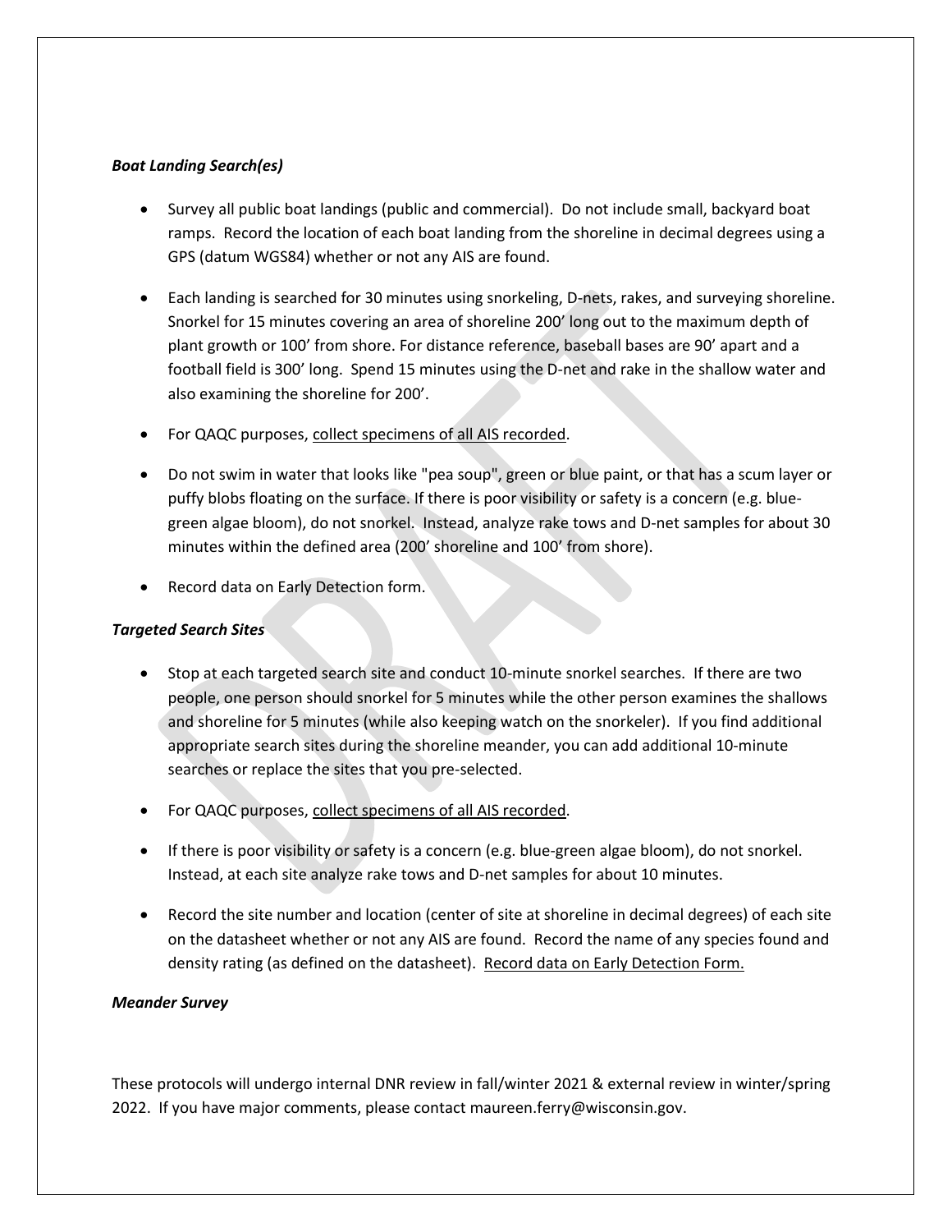***Boat Landing Search(es)***

- Survey all public boat landings (public and commercial). Do not include small, backyard boat ramps. Record the location of each boat landing from the shoreline in decimal degrees using a GPS (datum WGS84) whether or not any AIS are found.
- Each landing is searched for 30 minutes using snorkeling, D-nets, rakes, and surveying shoreline. Snorkel for 15 minutes covering an area of shoreline 200' long out to the maximum depth of plant growth or 100' from shore. For distance reference, baseball bases are 90' apart and a football field is 300' long. Spend 15 minutes using the D-net and rake in the shallow water and also examining the shoreline for 200'.
- For QAQC purposes, <u>collect specimens of all AIS recorded</u>.
- Do not swim in water that looks like "pea soup", green or blue paint, or that has a scum layer or puffy blobs floating on the surface. If there is poor visibility or safety is a concern (e.g. blue-green algae bloom), do not snorkel. Instead, analyze rake tows and D-net samples for about 30 minutes within the defined area (200' shoreline and 100' from shore).
- Record data on Early Detection form.

***Targeted Search Sites***

- Stop at each targeted search site and conduct 10-minute snorkel searches. If there are two people, one person should snorkel for 5 minutes while the other person examines the shallows and shoreline for 5 minutes (while also keeping watch on the snorkeler). If you find additional appropriate search sites during the shoreline meander, you can add additional 10-minute searches or replace the sites that you pre-selected.
- For QAQC purposes, <u>collect specimens of all AIS recorded</u>.
- If there is poor visibility or safety is a concern (e.g. blue-green algae bloom), do not snorkel. Instead, at each site analyze rake tows and D-net samples for about 10 minutes.
- Record the site number and location (center of site at shoreline in decimal degrees) of each site on the datasheet whether or not any AIS are found. Record the name of any species found and density rating (as defined on the datasheet). <u>Record data on Early Detection Form.</u>

***Meander Survey***

These protocols will undergo internal DNR review in fall/winter 2021 & external review in winter/spring 2022. If you have major comments, please contact maureen.ferry@wisconsin.gov.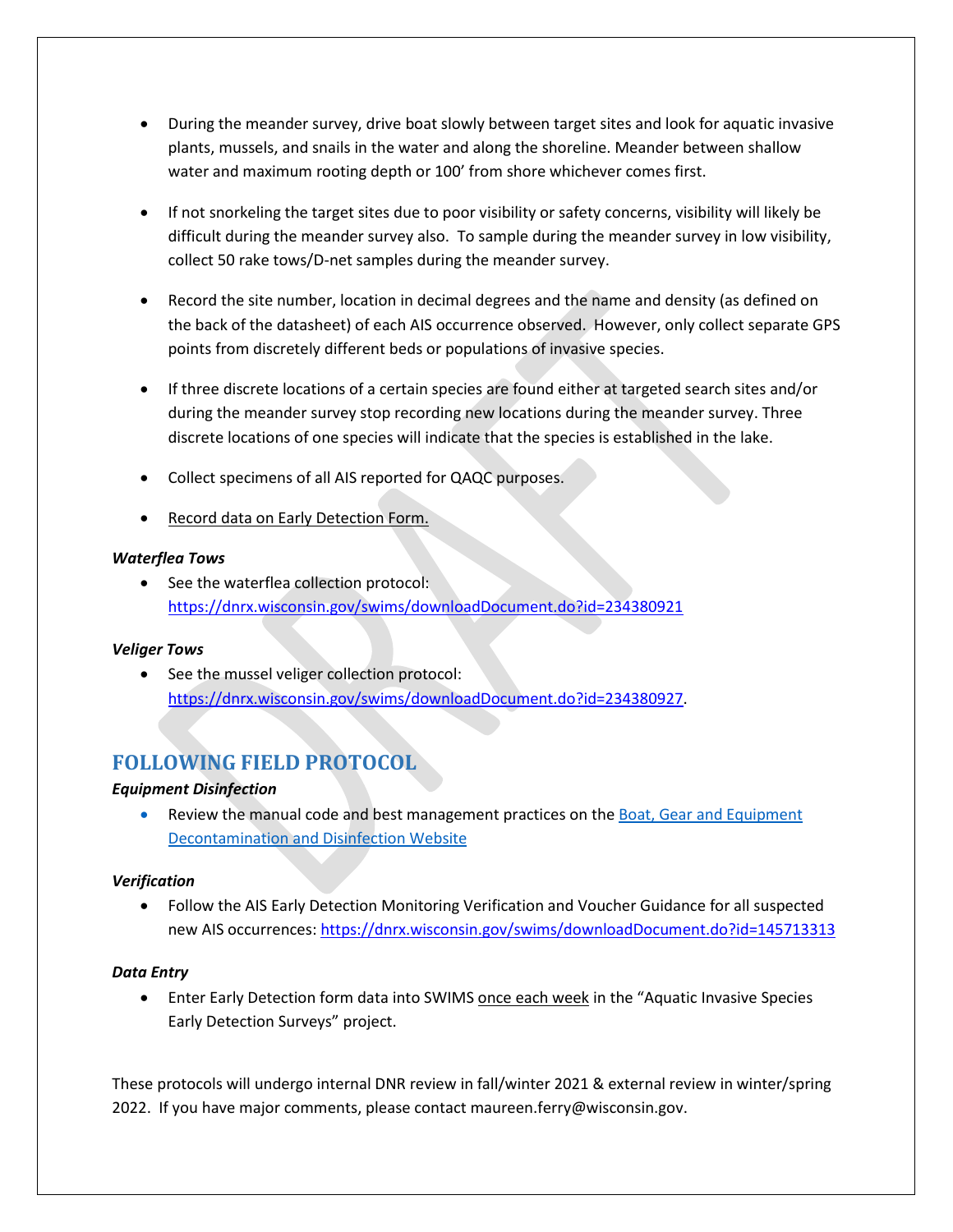- During the meander survey, drive boat slowly between target sites and look for aquatic invasive plants, mussels, and snails in the water and along the shoreline. Meander between shallow water and maximum rooting depth or 100' from shore whichever comes first.

- If not snorkeling the target sites due to poor visibility or safety concerns, visibility will likely be difficult during the meander survey also. To sample during the meander survey in low visibility, collect 50 rake tows/D-net samples during the meander survey.

- Record the site number, location in decimal degrees and the name and density (as defined on the back of the datasheet) of each AIS occurrence observed. However, only collect separate GPS points from discretely different beds or populations of invasive species.

- If three discrete locations of a certain species are found either at targeted search sites and/or during the meander survey stop recording new locations during the meander survey. Three discrete locations of one species will indicate that the species is established in the lake.

- Collect specimens of all AIS reported for QAQC purposes.

- Record data on Early Detection Form.

***Waterflea Tows***

- See the waterflea collection protocol: https://dnrx.wisconsin.gov/swims/downloadDocument.do?id=234380921

***Veliger Tows***

- See the mussel veliger collection protocol: https://dnrx.wisconsin.gov/swims/downloadDocument.do?id=234380927.

## FOLLOWING FIELD PROTOCOL

***Equipment Disinfection***

- Review the manual code and best management practices on the Boat, Gear and Equipment Decontamination and Disinfection Website

***Verification***

- Follow the AIS Early Detection Monitoring Verification and Voucher Guidance for all suspected new AIS occurrences: https://dnrx.wisconsin.gov/swims/downloadDocument.do?id=145713313

***Data Entry***

- Enter Early Detection form data into SWIMS once each week in the "Aquatic Invasive Species Early Detection Surveys" project.

These protocols will undergo internal DNR review in fall/winter 2021 & external review in winter/spring 2022. If you have major comments, please contact maureen.ferry@wisconsin.gov.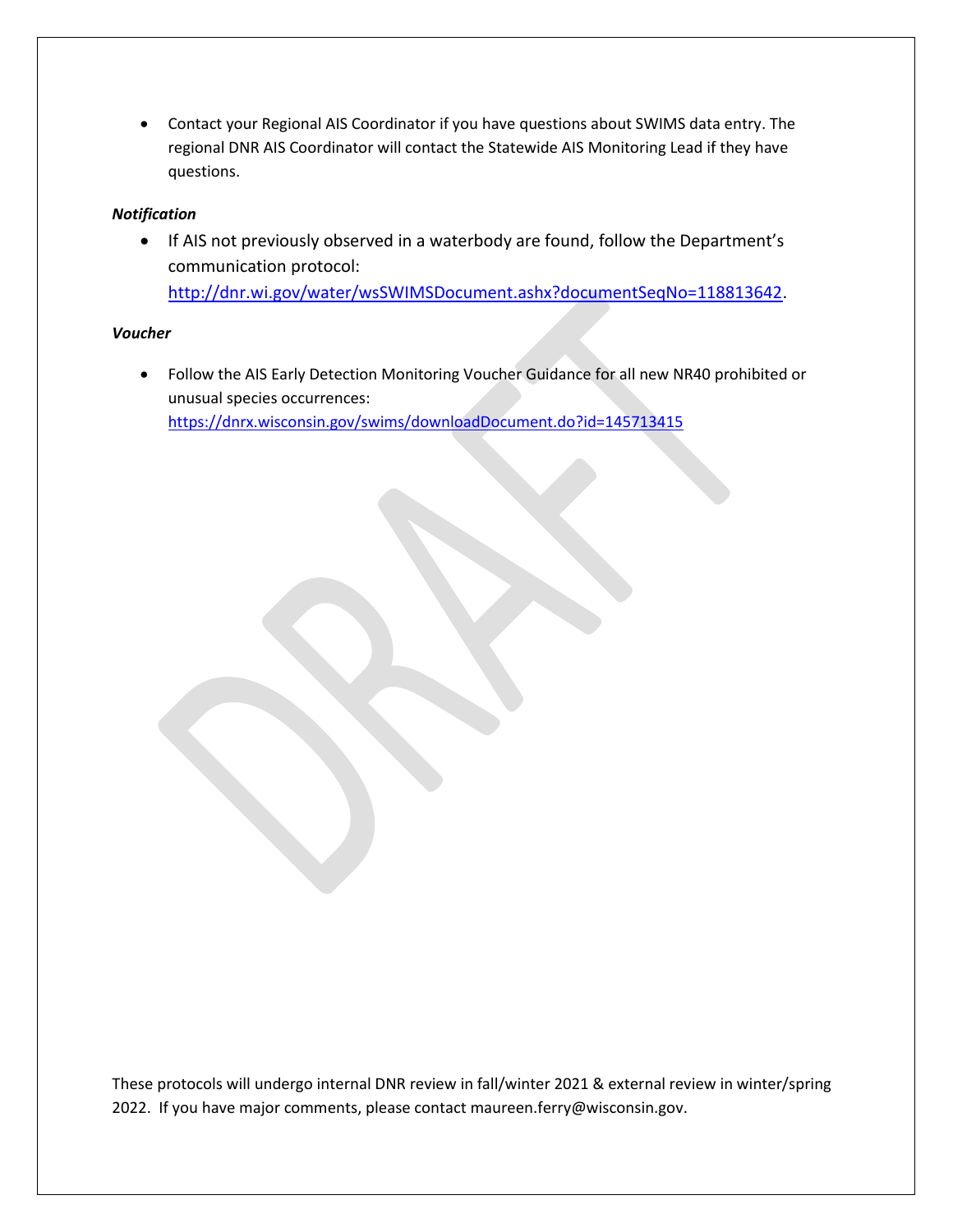- Contact your Regional AIS Coordinator if you have questions about SWIMS data entry. The regional DNR AIS Coordinator will contact the Statewide AIS Monitoring Lead if they have questions.

***Notification***

- If AIS not previously observed in a waterbody are found, follow the Department's communication protocol: [http://dnr.wi.gov/water/wsSWIMSDocument.ashx?documentSeqNo=118813642](http://dnr.wi.gov/water/wsSWIMSDocument.ashx?documentSeqNo=118813642).

***Voucher***

- Follow the AIS Early Detection Monitoring Voucher Guidance for all new NR40 prohibited or unusual species occurrences: [https://dnrx.wisconsin.gov/swims/downloadDocument.do?id=145713415](https://dnrx.wisconsin.gov/swims/downloadDocument.do?id=145713415)

These protocols will undergo internal DNR review in fall/winter 2021 & external review in winter/spring 2022. If you have major comments, please contact maureen.ferry@wisconsin.gov.